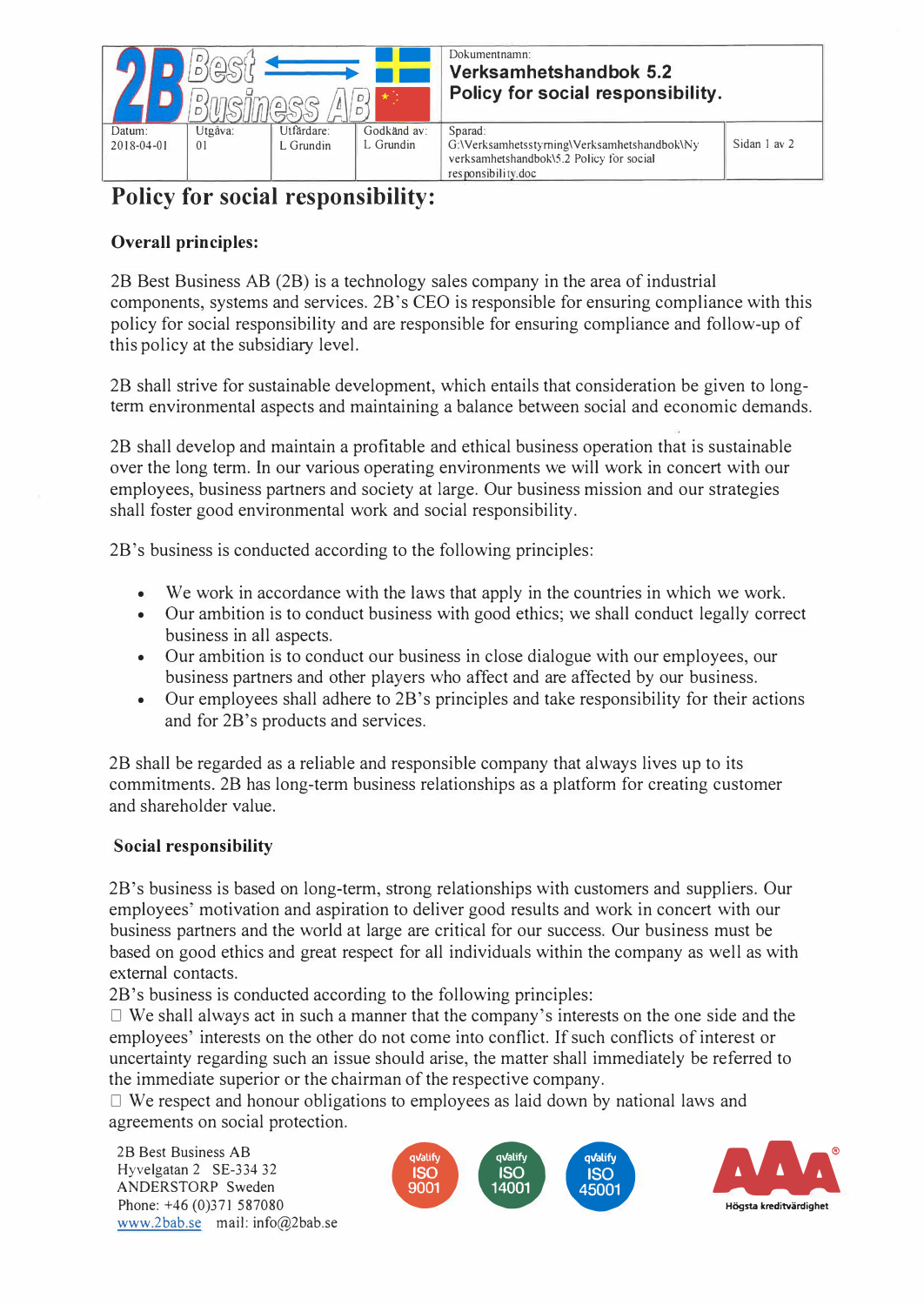| 2B Best Business AB | | | | Dokumentnamn: **Verksamhetshandbok 5.2 Policy for social responsibility.** | |
|---|---|---|---|---|---|
| Datum: 2018-04-01 | Utgåva: 01 | Utfärdare: L Grundin | Godkänd av: L Grundin | Sparad: G:\Verksamhetsstyrning\Verksamhetshandbok\Ny verksamhetshandbok\5.2 Policy for social responsibility.doc | |

# Policy for social responsibility:

## Overall principles:

2B Best Business AB (2B) is a technology sales company in the area of industrial components, systems and services. 2B's CEO is responsible for ensuring compliance with this policy for social responsibility and are responsible for ensuring compliance and follow-up of this policy at the subsidiary level.

2B shall strive for sustainable development, which entails that consideration be given to long-term environmental aspects and maintaining a balance between social and economic demands.

2B shall develop and maintain a profitable and ethical business operation that is sustainable over the long term. In our various operating environments we will work in concert with our employees, business partners and society at large. Our business mission and our strategies shall foster good environmental work and social responsibility.

2B's business is conducted according to the following principles:

- We work in accordance with the laws that apply in the countries in which we work.
- Our ambition is to conduct business with good ethics; we shall conduct legally correct business in all aspects.
- Our ambition is to conduct our business in close dialogue with our employees, our business partners and other players who affect and are affected by our business.
- Our employees shall adhere to 2B's principles and take responsibility for their actions and for 2B's products and services.

2B shall be regarded as a reliable and responsible company that always lives up to its commitments. 2B has long-term business relationships as a platform for creating customer and shareholder value.

## Social responsibility

2B's business is based on long-term, strong relationships with customers and suppliers. Our employees' motivation and aspiration to deliver good results and work in concert with our business partners and the world at large are critical for our success. Our business must be based on good ethics and great respect for all individuals within the company as well as with external contacts.
2B's business is conducted according to the following principles:
□ We shall always act in such a manner that the company's interests on the one side and the employees' interests on the other do not come into conflict. If such conflicts of interest or uncertainty regarding such an issue should arise, the matter shall immediately be referred to the immediate superior or the chairman of the respective company.
□ We respect and honour obligations to employees as laid down by national laws and agreements on social protection.

2B Best Business AB
Hyvelgatan 2 SE-334 32
ANDERSTORP Sweden
Phone: +46 (0)371 587080
www.2bab.se mail: info@2bab.se

qvalify ISO 9001 | qvalify ISO 14001 | qvalify ISO 45001 | AAA Högsta kreditvärdighet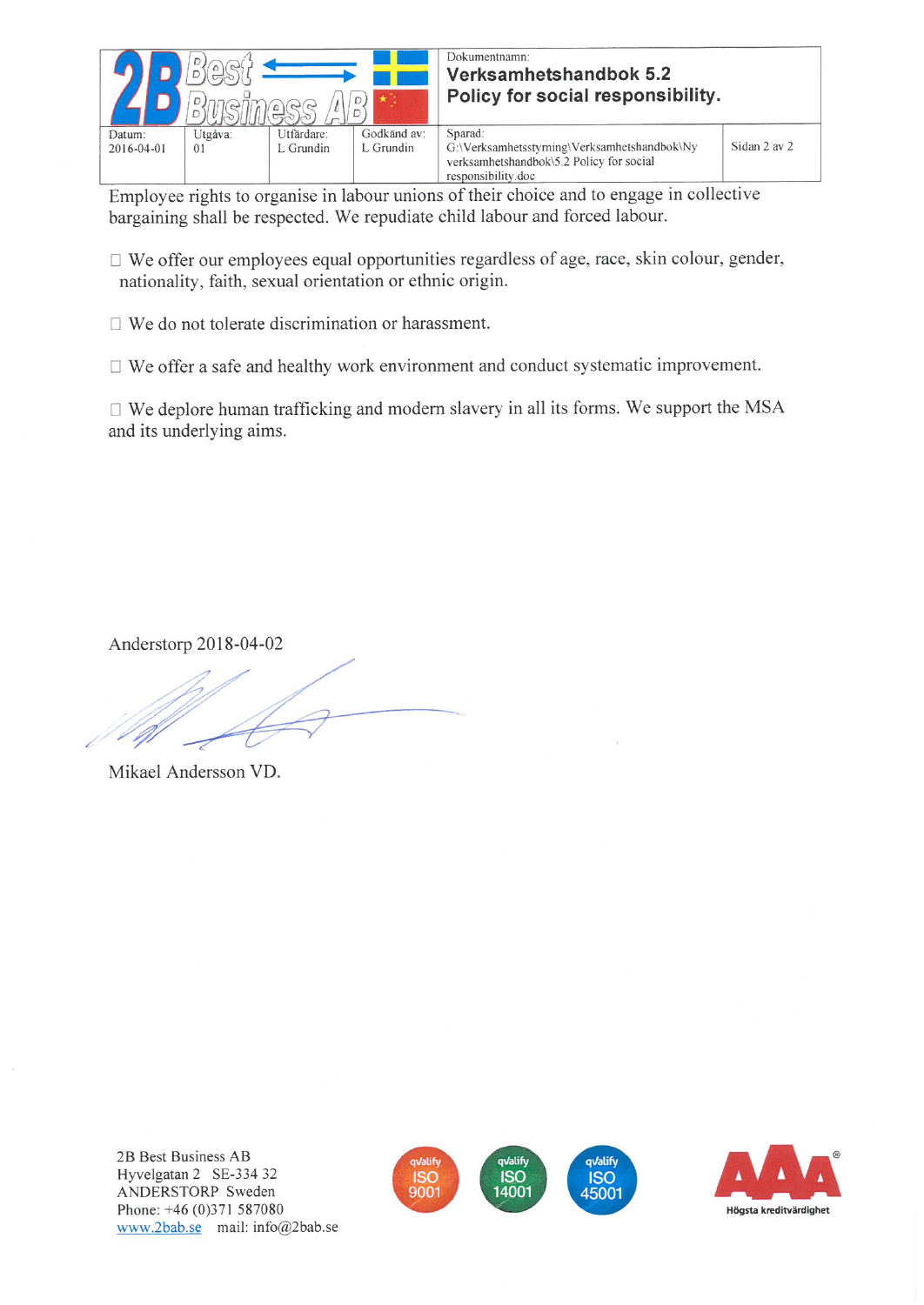Employee rights to organise in labour unions of their choice and to engage in collective bargaining shall be respected. We repudiate child labour and forced labour.

- We offer our employees equal opportunities regardless of age, race, skin colour, gender, nationality, faith, sexual orientation or ethnic origin.

- We do not tolerate discrimination or harassment.

- We offer a safe and healthy work environment and conduct systematic improvement.

- We deplore human trafficking and modern slavery in all its forms. We support the MSA and its underlying aims.

Anderstorp 2018-04-02

Mikael Andersson VD.

2B Best Business AB
Hyvelgatan 2 SE-334 32
ANDERSTORP Sweden
Phone: +46 (0)371 587080
www.2bab.se mail: info@2bab.se